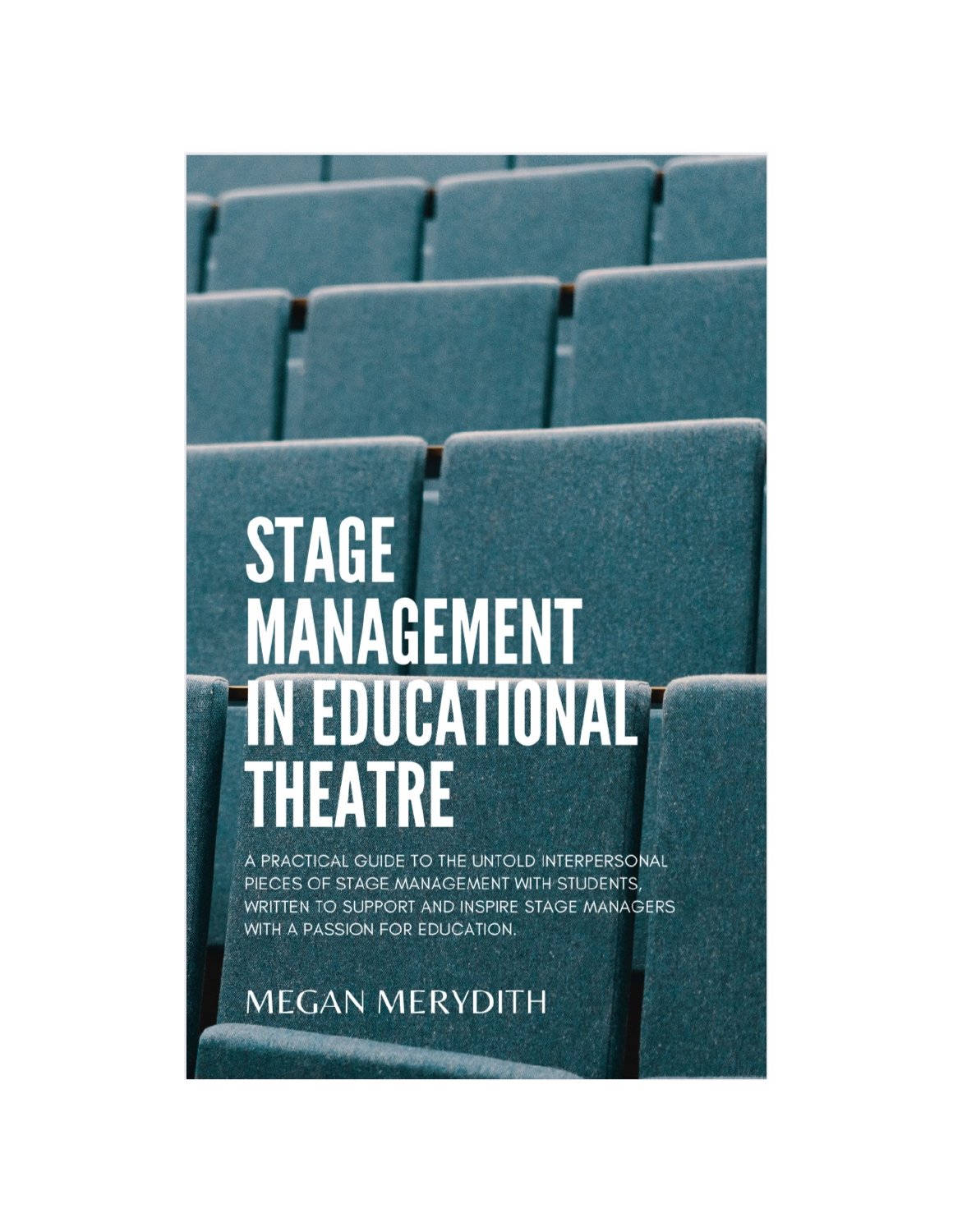# STAGE MANAGEMENT IN EDUCATIONAL THEATRE

A PRACTICAL GUIDE TO THE UNTOLD INTERPERSONAL PIECES OF STAGE MANAGEMENT WITH STUDENTS, WRITTEN TO SUPPORT AND INSPIRE STAGE MANAGERS WITH A PASSION FOR EDUCATION.

MEGAN MERYDITH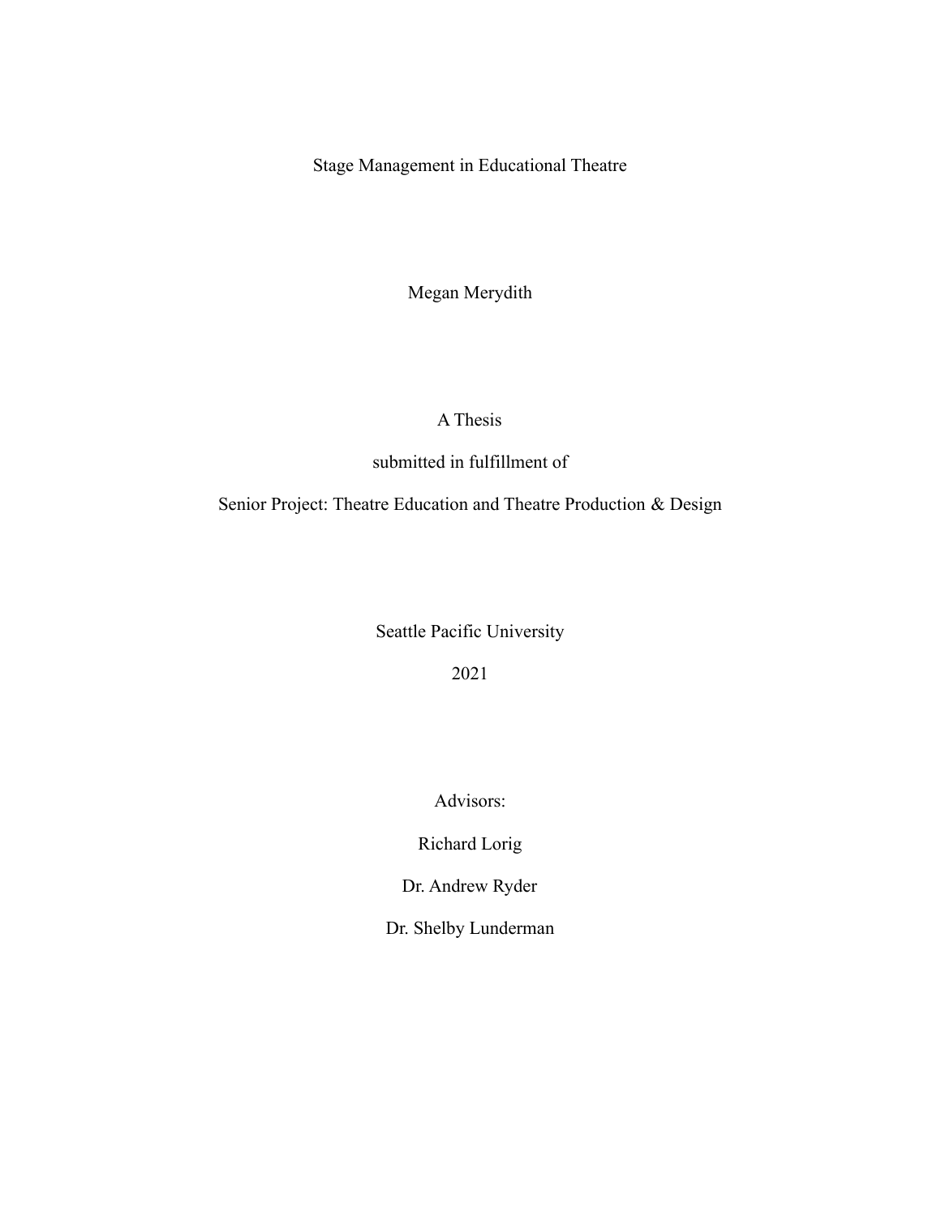# Stage Management in Educational Theatre

Megan Merydith

A Thesis

submitted in fulfillment of

Senior Project: Theatre Education and Theatre Production & Design

Seattle Pacific University

2021

Advisors:

Richard Lorig

Dr. Andrew Ryder

Dr. Shelby Lunderman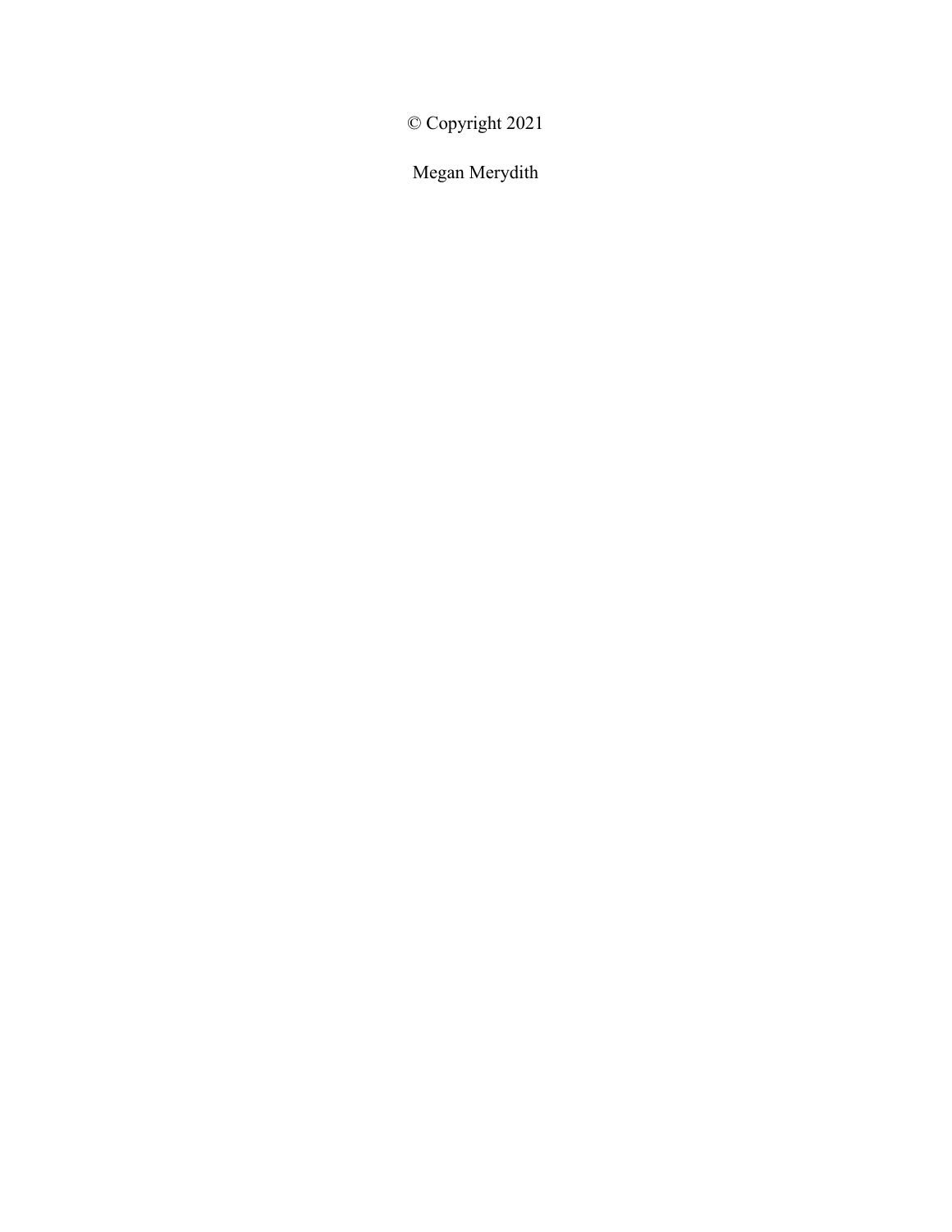© Copyright 2021

Megan Merydith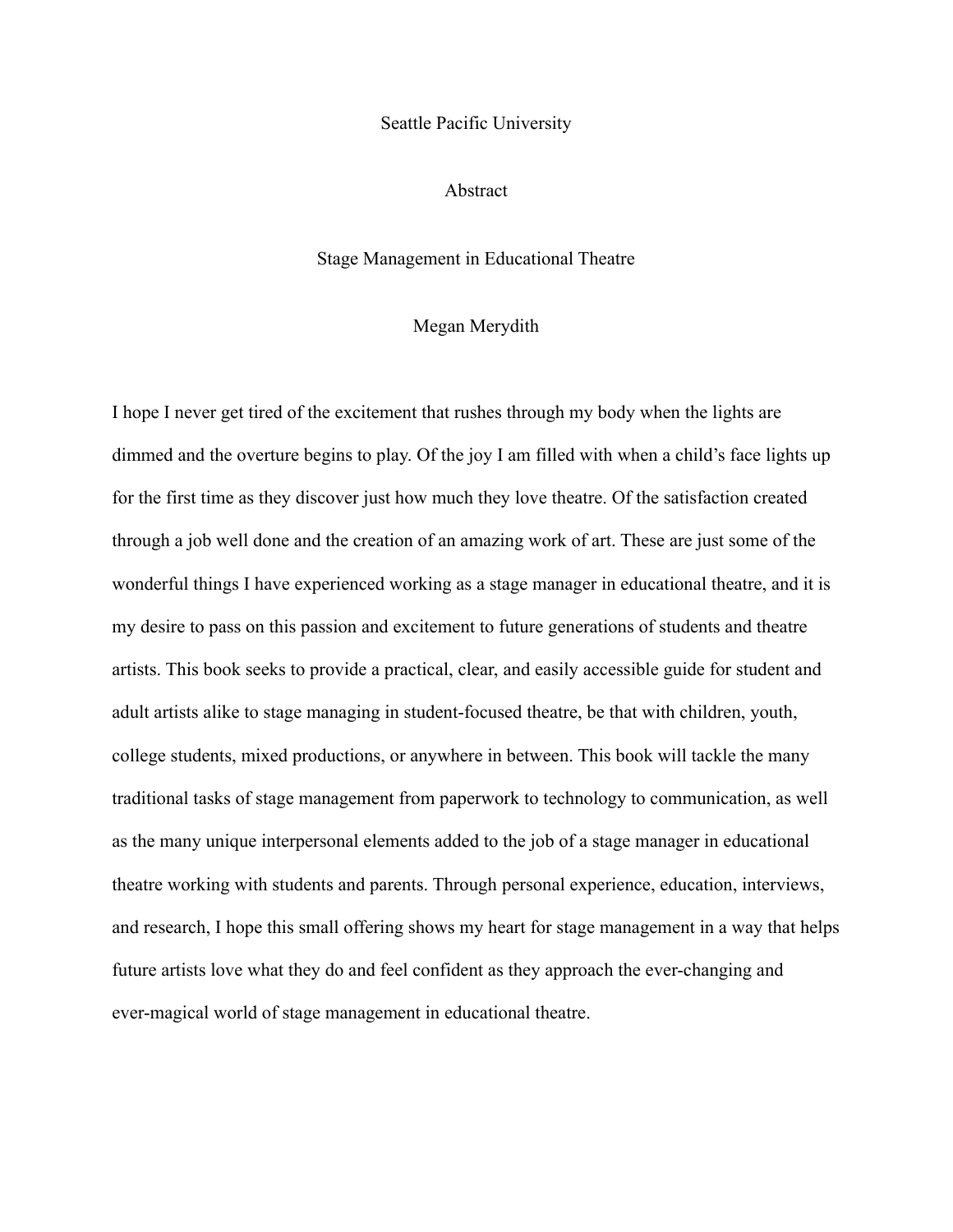Seattle Pacific University

# Abstract

## Stage Management in Educational Theatre

Megan Merydith

I hope I never get tired of the excitement that rushes through my body when the lights are dimmed and the overture begins to play. Of the joy I am filled with when a child's face lights up for the first time as they discover just how much they love theatre. Of the satisfaction created through a job well done and the creation of an amazing work of art. These are just some of the wonderful things I have experienced working as a stage manager in educational theatre, and it is my desire to pass on this passion and excitement to future generations of students and theatre artists. This book seeks to provide a practical, clear, and easily accessible guide for student and adult artists alike to stage managing in student-focused theatre, be that with children, youth, college students, mixed productions, or anywhere in between. This book will tackle the many traditional tasks of stage management from paperwork to technology to communication, as well as the many unique interpersonal elements added to the job of a stage manager in educational theatre working with students and parents. Through personal experience, education, interviews, and research, I hope this small offering shows my heart for stage management in a way that helps future artists love what they do and feel confident as they approach the ever-changing and ever-magical world of stage management in educational theatre.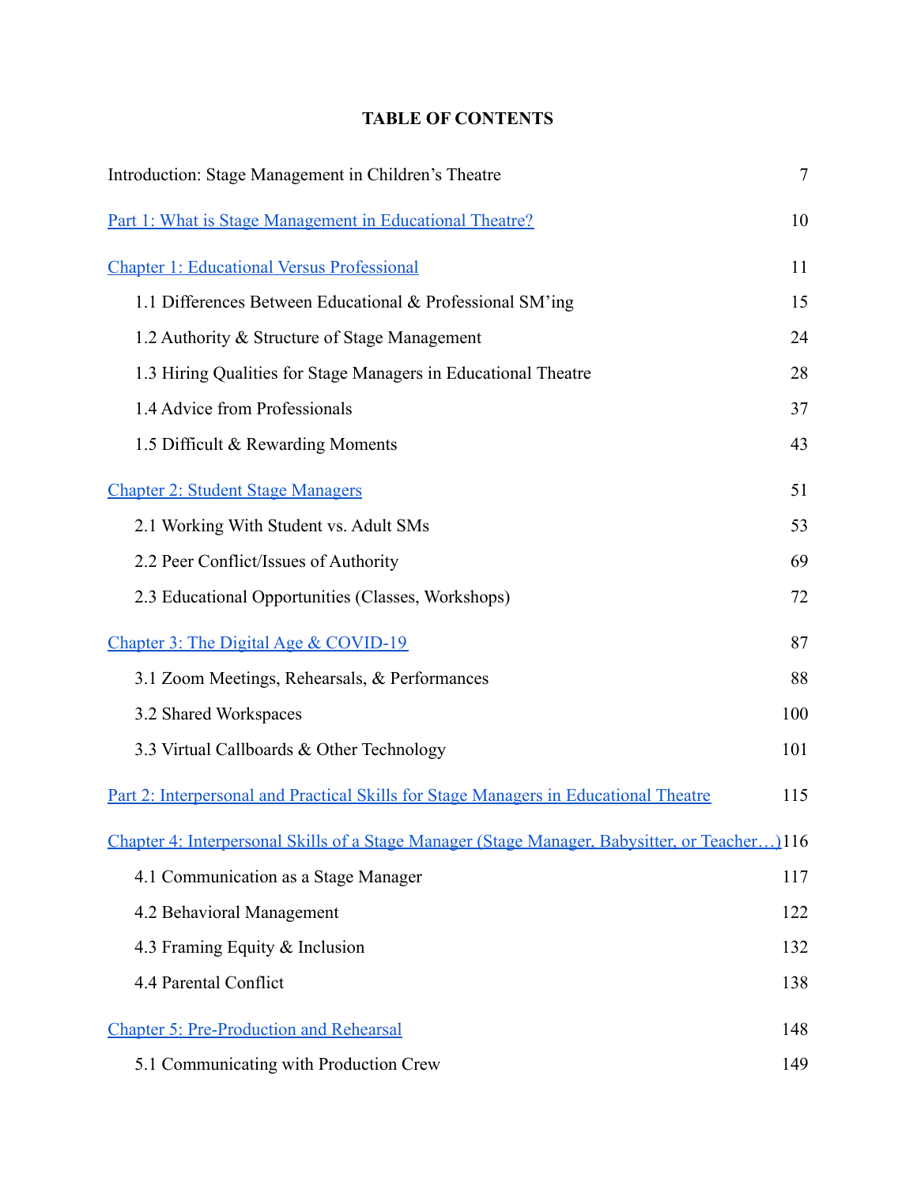# TABLE OF CONTENTS

| | |
|---|---|
| Introduction: Stage Management in Children's Theatre | 7 |
| Part 1: What is Stage Management in Educational Theatre? | 10 |
| Chapter 1: Educational Versus Professional | 11 |
| 1.1 Differences Between Educational & Professional SM'ing | 15 |
| 1.2 Authority & Structure of Stage Management | 24 |
| 1.3 Hiring Qualities for Stage Managers in Educational Theatre | 28 |
| 1.4 Advice from Professionals | 37 |
| 1.5 Difficult & Rewarding Moments | 43 |
| Chapter 2: Student Stage Managers | 51 |
| 2.1 Working With Student vs. Adult SMs | 53 |
| 2.2 Peer Conflict/Issues of Authority | 69 |
| 2.3 Educational Opportunities (Classes, Workshops) | 72 |
| Chapter 3: The Digital Age & COVID-19 | 87 |
| 3.1 Zoom Meetings, Rehearsals, & Performances | 88 |
| 3.2 Shared Workspaces | 100 |
| 3.3 Virtual Callboards & Other Technology | 101 |
| Part 2: Interpersonal and Practical Skills for Stage Managers in Educational Theatre | 115 |
| Chapter 4: Interpersonal Skills of a Stage Manager (Stage Manager, Babysitter, or Teacher…) | 116 |
| 4.1 Communication as a Stage Manager | 117 |
| 4.2 Behavioral Management | 122 |
| 4.3 Framing Equity & Inclusion | 132 |
| 4.4 Parental Conflict | 138 |
| Chapter 5: Pre-Production and Rehearsal | 148 |
| 5.1 Communicating with Production Crew | 149 |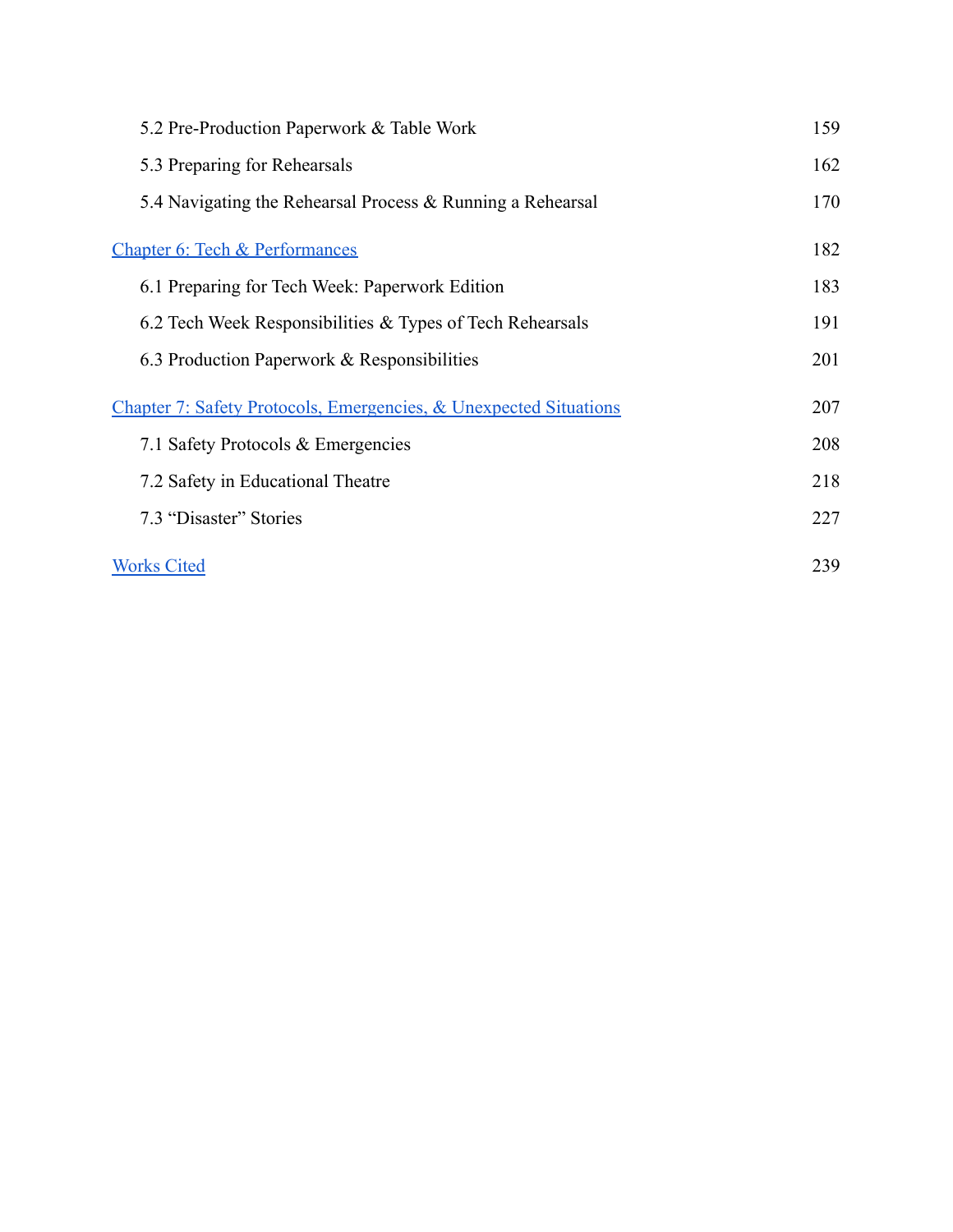5.2 Pre-Production Paperwork & Table Work 159

5.3 Preparing for Rehearsals 162

5.4 Navigating the Rehearsal Process & Running a Rehearsal 170

Chapter 6: Tech & Performances 182

6.1 Preparing for Tech Week: Paperwork Edition 183

6.2 Tech Week Responsibilities & Types of Tech Rehearsals 191

6.3 Production Paperwork & Responsibilities 201

Chapter 7: Safety Protocols, Emergencies, & Unexpected Situations 207

7.1 Safety Protocols & Emergencies 208

7.2 Safety in Educational Theatre 218

7.3 "Disaster" Stories 227

Works Cited 239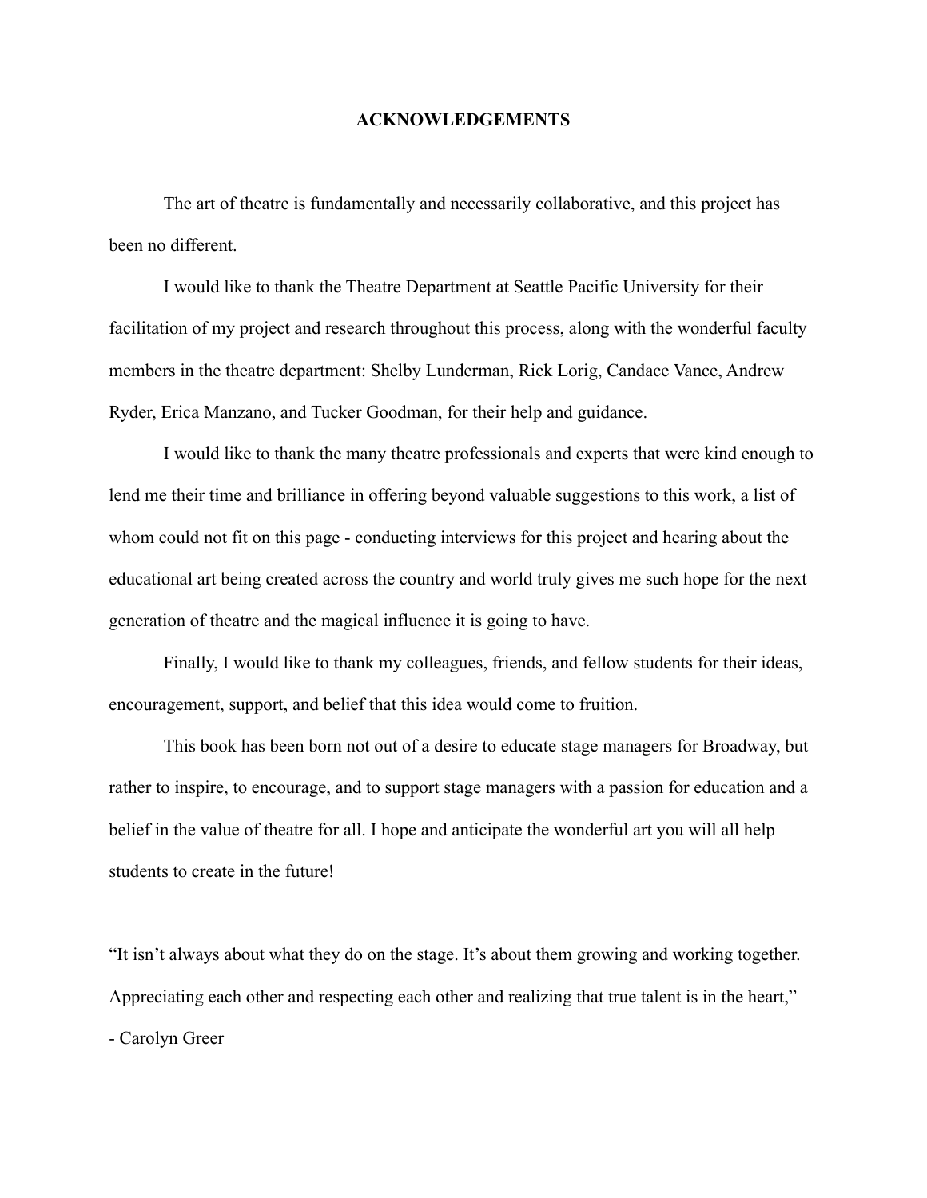# ACKNOWLEDGEMENTS

The art of theatre is fundamentally and necessarily collaborative, and this project has been no different.

I would like to thank the Theatre Department at Seattle Pacific University for their facilitation of my project and research throughout this process, along with the wonderful faculty members in the theatre department: Shelby Lunderman, Rick Lorig, Candace Vance, Andrew Ryder, Erica Manzano, and Tucker Goodman, for their help and guidance.

I would like to thank the many theatre professionals and experts that were kind enough to lend me their time and brilliance in offering beyond valuable suggestions to this work, a list of whom could not fit on this page - conducting interviews for this project and hearing about the educational art being created across the country and world truly gives me such hope for the next generation of theatre and the magical influence it is going to have.

Finally, I would like to thank my colleagues, friends, and fellow students for their ideas, encouragement, support, and belief that this idea would come to fruition.

This book has been born not out of a desire to educate stage managers for Broadway, but rather to inspire, to encourage, and to support stage managers with a passion for education and a belief in the value of theatre for all. I hope and anticipate the wonderful art you will all help students to create in the future!

"It isn't always about what they do on the stage. It's about them growing and working together. Appreciating each other and respecting each other and realizing that true talent is in the heart,"
- Carolyn Greer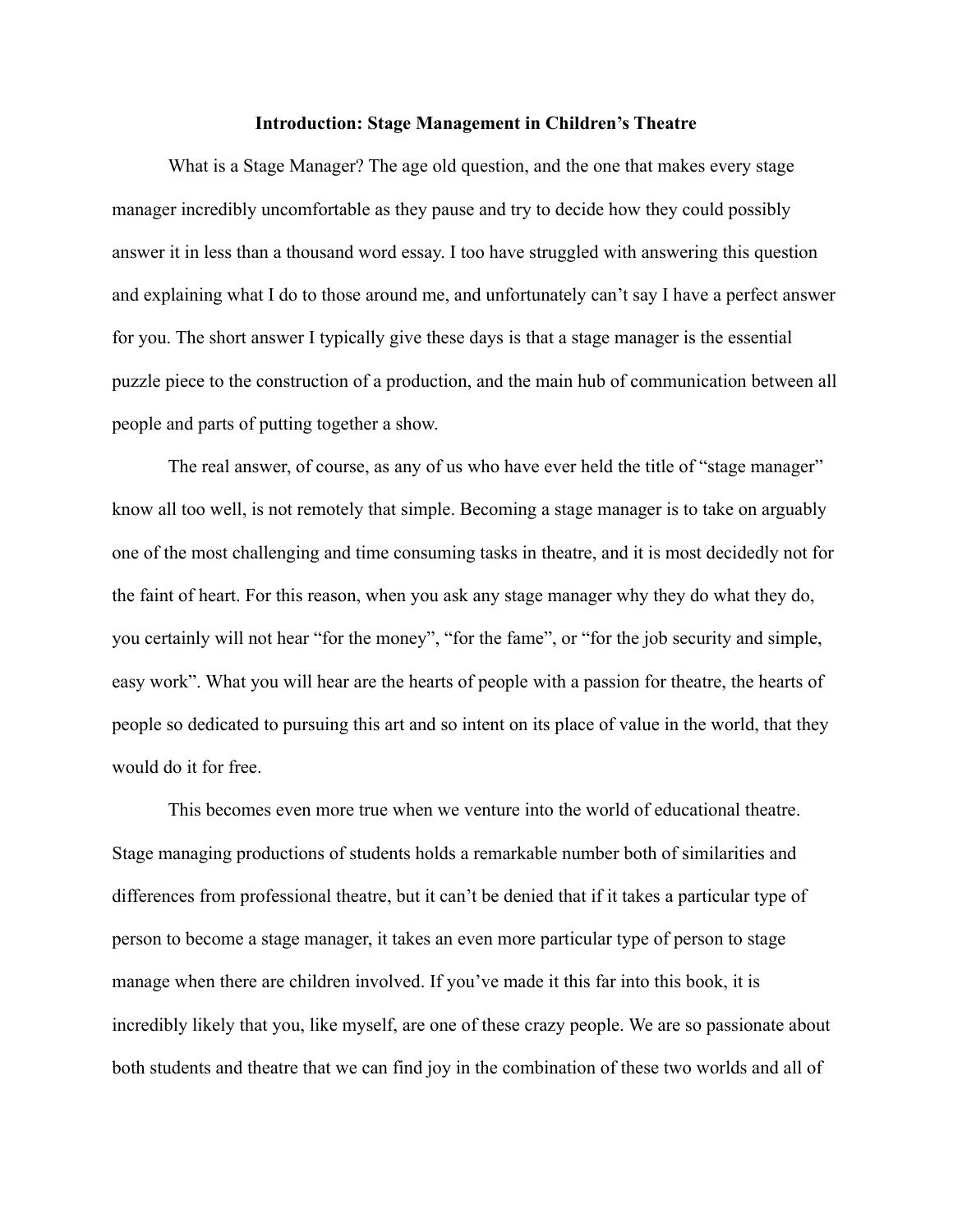## Introduction: Stage Management in Children's Theatre

What is a Stage Manager? The age old question, and the one that makes every stage manager incredibly uncomfortable as they pause and try to decide how they could possibly answer it in less than a thousand word essay. I too have struggled with answering this question and explaining what I do to those around me, and unfortunately can't say I have a perfect answer for you. The short answer I typically give these days is that a stage manager is the essential puzzle piece to the construction of a production, and the main hub of communication between all people and parts of putting together a show.

The real answer, of course, as any of us who have ever held the title of "stage manager" know all too well, is not remotely that simple. Becoming a stage manager is to take on arguably one of the most challenging and time consuming tasks in theatre, and it is most decidedly not for the faint of heart. For this reason, when you ask any stage manager why they do what they do, you certainly will not hear "for the money", "for the fame", or "for the job security and simple, easy work". What you will hear are the hearts of people with a passion for theatre, the hearts of people so dedicated to pursuing this art and so intent on its place of value in the world, that they would do it for free.

This becomes even more true when we venture into the world of educational theatre. Stage managing productions of students holds a remarkable number both of similarities and differences from professional theatre, but it can't be denied that if it takes a particular type of person to become a stage manager, it takes an even more particular type of person to stage manage when there are children involved. If you've made it this far into this book, it is incredibly likely that you, like myself, are one of these crazy people. We are so passionate about both students and theatre that we can find joy in the combination of these two worlds and all of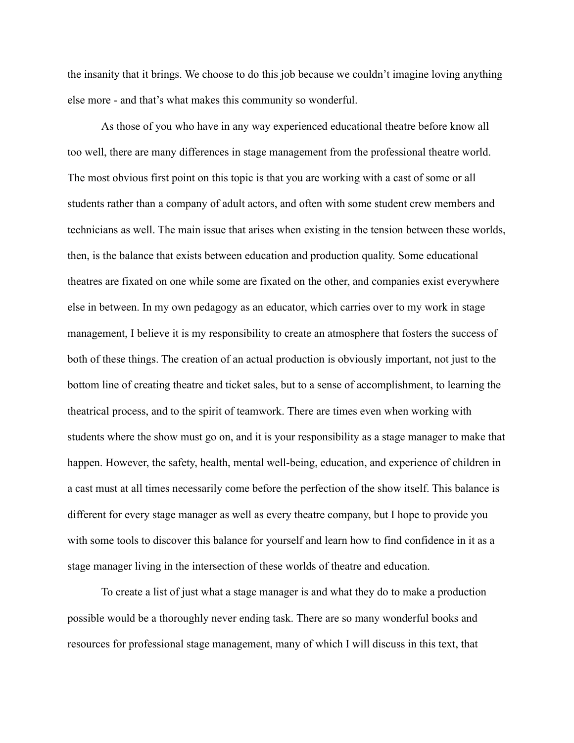the insanity that it brings. We choose to do this job because we couldn't imagine loving anything else more - and that's what makes this community so wonderful.

As those of you who have in any way experienced educational theatre before know all too well, there are many differences in stage management from the professional theatre world. The most obvious first point on this topic is that you are working with a cast of some or all students rather than a company of adult actors, and often with some student crew members and technicians as well. The main issue that arises when existing in the tension between these worlds, then, is the balance that exists between education and production quality. Some educational theatres are fixated on one while some are fixated on the other, and companies exist everywhere else in between. In my own pedagogy as an educator, which carries over to my work in stage management, I believe it is my responsibility to create an atmosphere that fosters the success of both of these things. The creation of an actual production is obviously important, not just to the bottom line of creating theatre and ticket sales, but to a sense of accomplishment, to learning the theatrical process, and to the spirit of teamwork. There are times even when working with students where the show must go on, and it is your responsibility as a stage manager to make that happen. However, the safety, health, mental well-being, education, and experience of children in a cast must at all times necessarily come before the perfection of the show itself. This balance is different for every stage manager as well as every theatre company, but I hope to provide you with some tools to discover this balance for yourself and learn how to find confidence in it as a stage manager living in the intersection of these worlds of theatre and education.

To create a list of just what a stage manager is and what they do to make a production possible would be a thoroughly never ending task. There are so many wonderful books and resources for professional stage management, many of which I will discuss in this text, that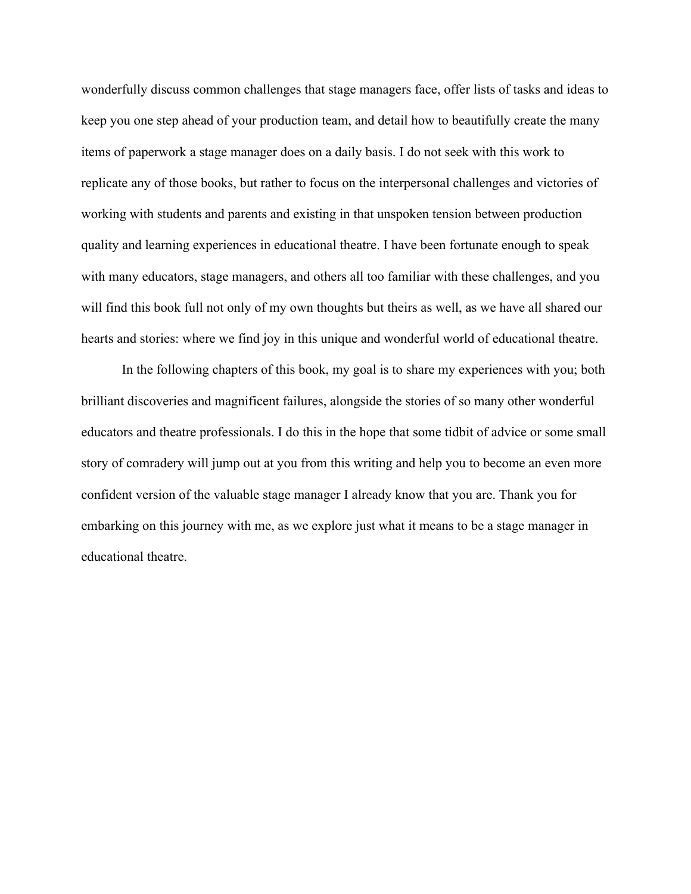wonderfully discuss common challenges that stage managers face, offer lists of tasks and ideas to keep you one step ahead of your production team, and detail how to beautifully create the many items of paperwork a stage manager does on a daily basis. I do not seek with this work to replicate any of those books, but rather to focus on the interpersonal challenges and victories of working with students and parents and existing in that unspoken tension between production quality and learning experiences in educational theatre. I have been fortunate enough to speak with many educators, stage managers, and others all too familiar with these challenges, and you will find this book full not only of my own thoughts but theirs as well, as we have all shared our hearts and stories: where we find joy in this unique and wonderful world of educational theatre.

In the following chapters of this book, my goal is to share my experiences with you; both brilliant discoveries and magnificent failures, alongside the stories of so many other wonderful educators and theatre professionals. I do this in the hope that some tidbit of advice or some small story of comradery will jump out at you from this writing and help you to become an even more confident version of the valuable stage manager I already know that you are. Thank you for embarking on this journey with me, as we explore just what it means to be a stage manager in educational theatre.